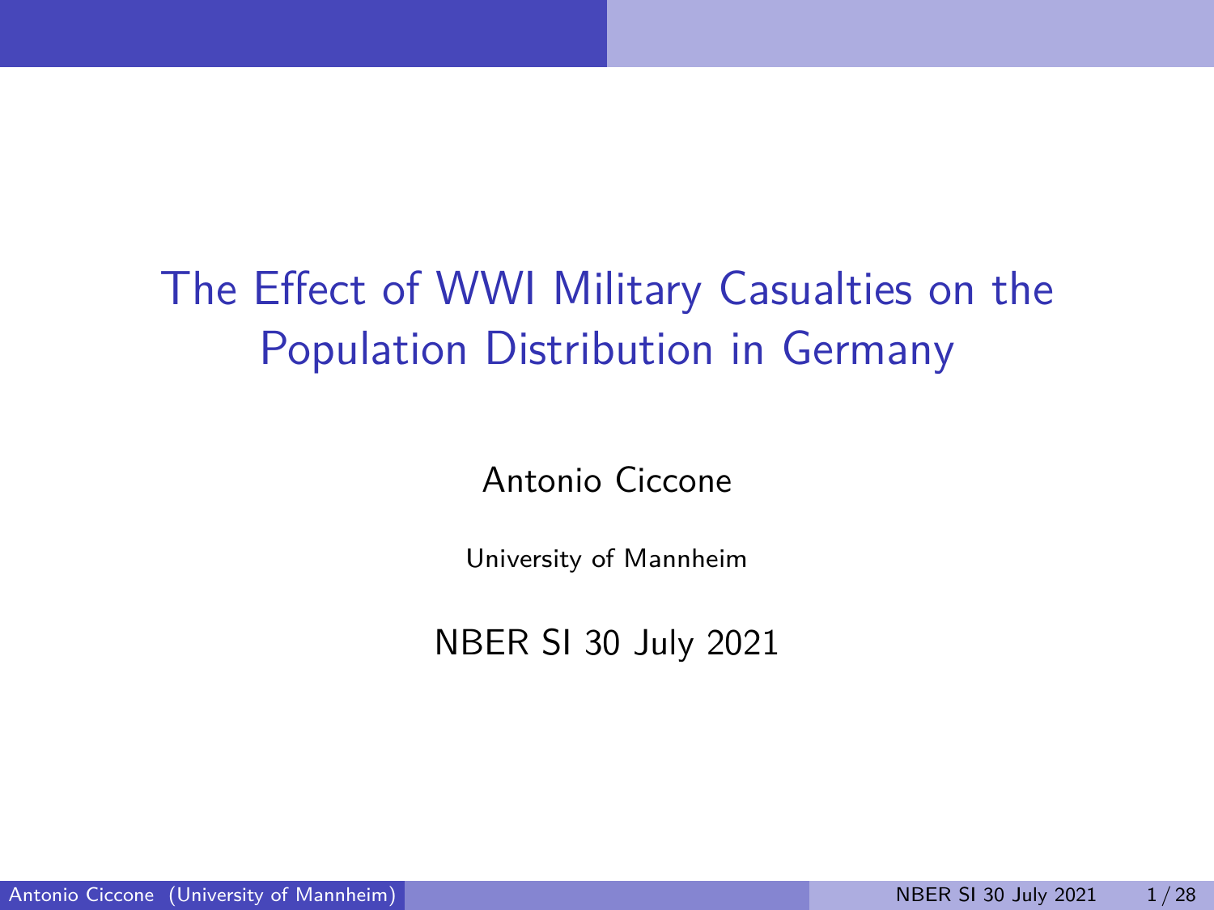# The Effect of WWI Military Casualties on the Population Distribution in Germany

Antonio Ciccone

University of Mannheim

NBER SI 30 July 2021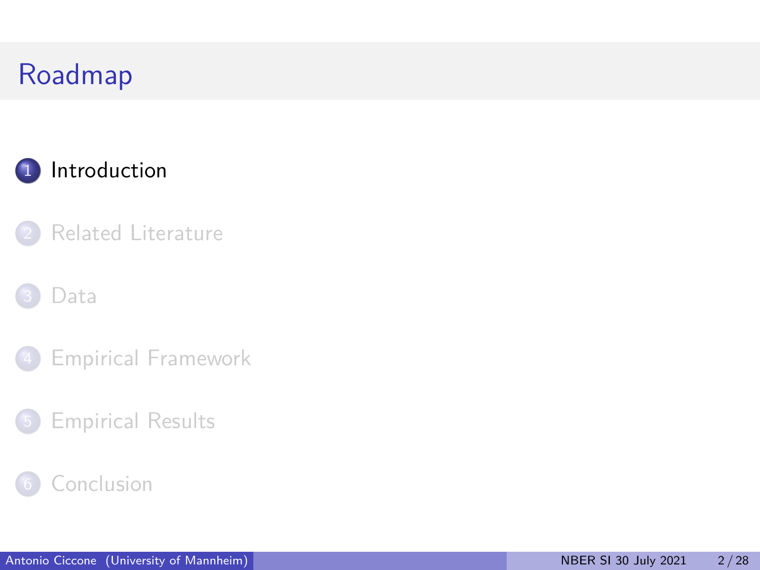# Roadmap

1. Introduction
2. Related Literature
3. Data
4. Empirical Framework
5. Empirical Results
6. Conclusion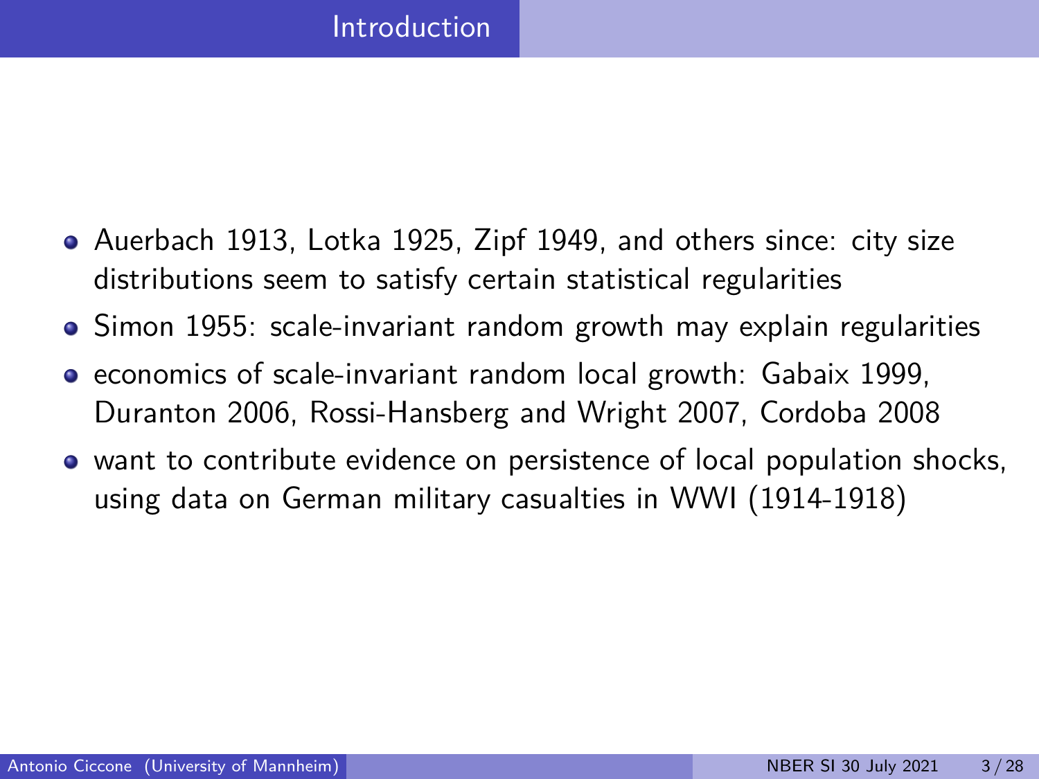# Introduction

- Auerbach 1913, Lotka 1925, Zipf 1949, and others since: city size distributions seem to satisfy certain statistical regularities
- Simon 1955: scale-invariant random growth may explain regularities
- economics of scale-invariant random local growth: Gabaix 1999, Duranton 2006, Rossi-Hansberg and Wright 2007, Cordoba 2008
- want to contribute evidence on persistence of local population shocks, using data on German military casualties in WWI (1914-1918)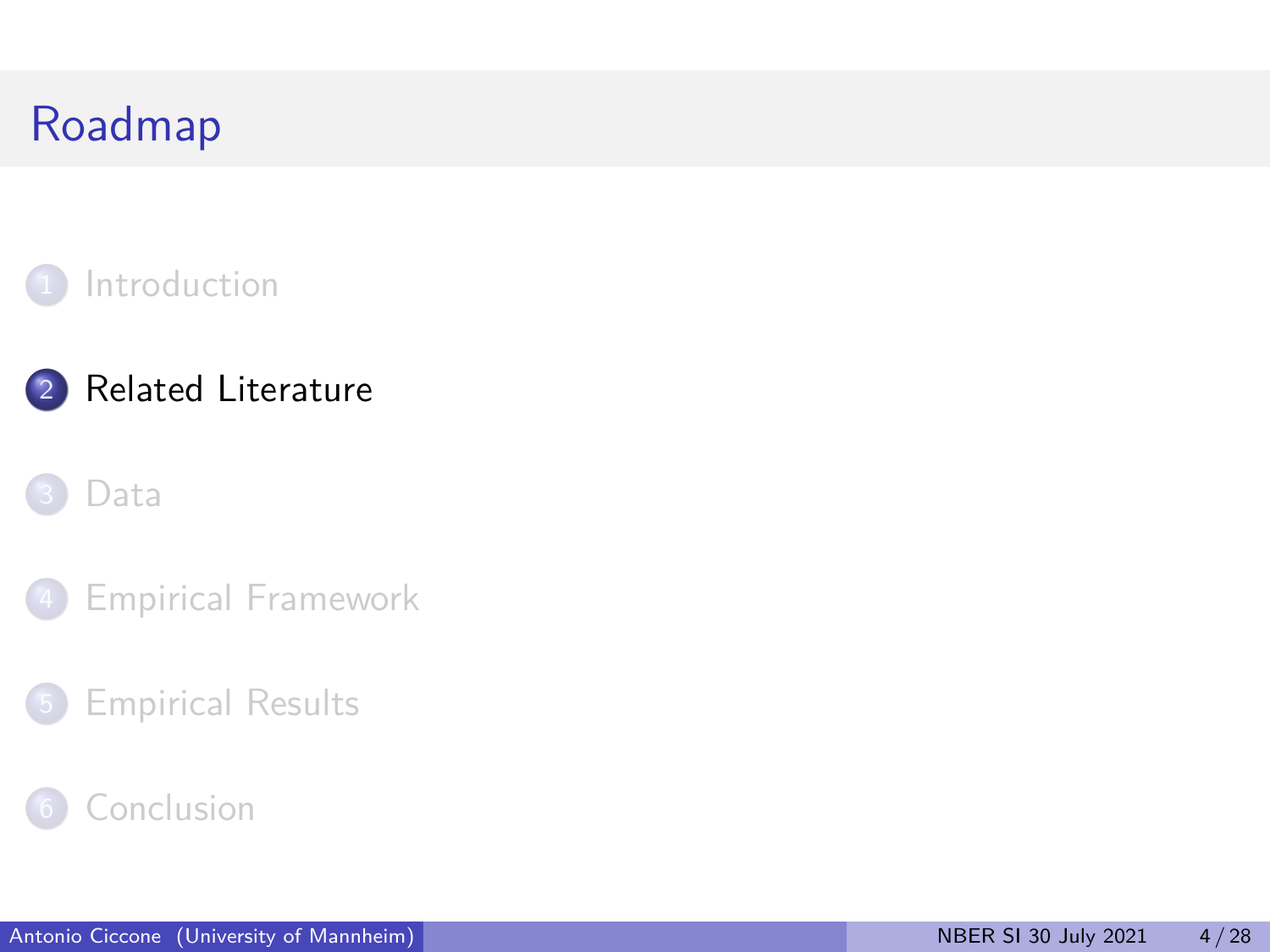# Roadmap

1. Introduction
2. **Related Literature**
3. Data
4. Empirical Framework
5. Empirical Results
6. Conclusion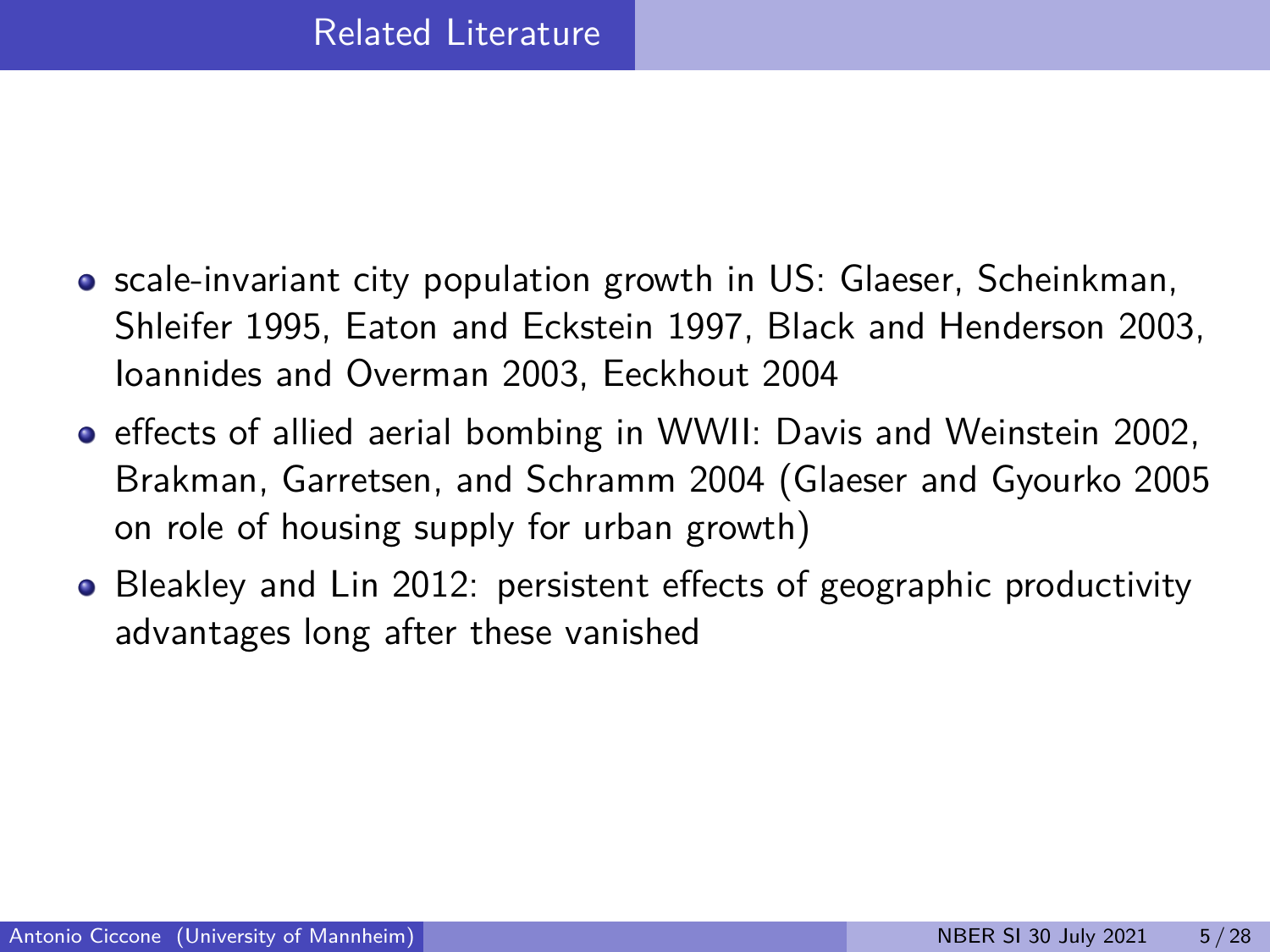# Related Literature

- scale-invariant city population growth in US: Glaeser, Scheinkman, Shleifer 1995, Eaton and Eckstein 1997, Black and Henderson 2003, Ioannides and Overman 2003, Eeckhout 2004
- effects of allied aerial bombing in WWII: Davis and Weinstein 2002, Brakman, Garretsen, and Schramm 2004 (Glaeser and Gyourko 2005 on role of housing supply for urban growth)
- Bleakley and Lin 2012: persistent effects of geographic productivity advantages long after these vanished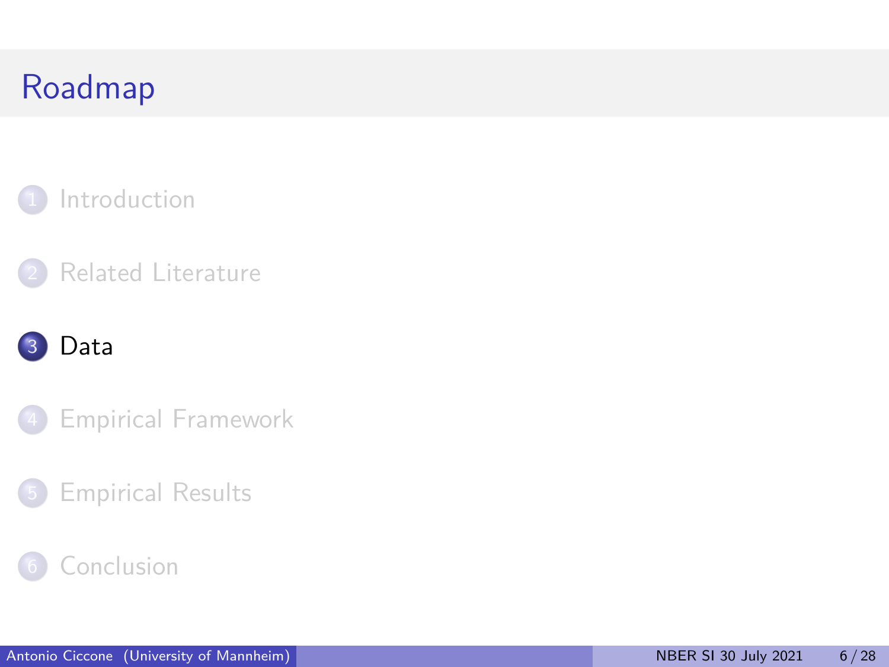# Roadmap

1. Introduction
2. Related Literature
3. **Data**
4. Empirical Framework
5. Empirical Results
6. Conclusion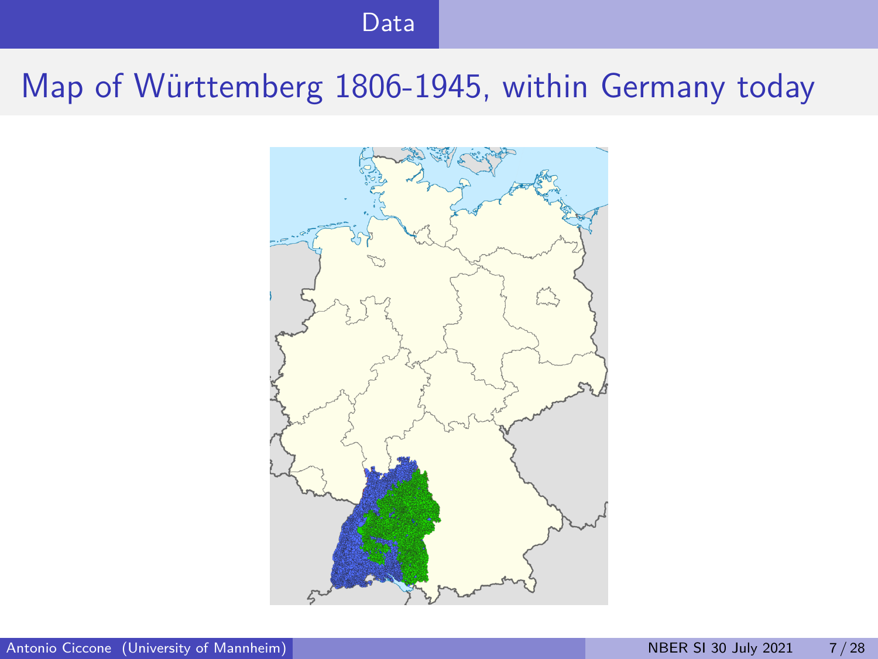# Map of Württemberg 1806-1945, within Germany today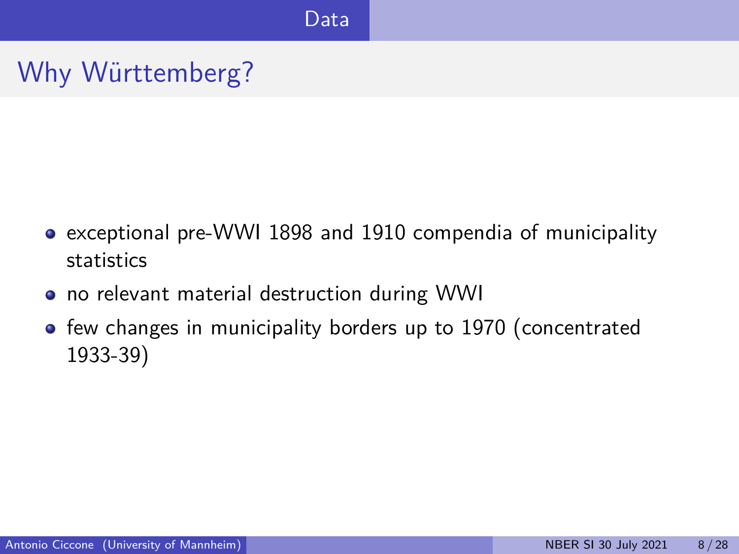## Why Württemberg?

- exceptional pre-WWI 1898 and 1910 compendia of municipality statistics
- no relevant material destruction during WWI
- few changes in municipality borders up to 1970 (concentrated 1933-39)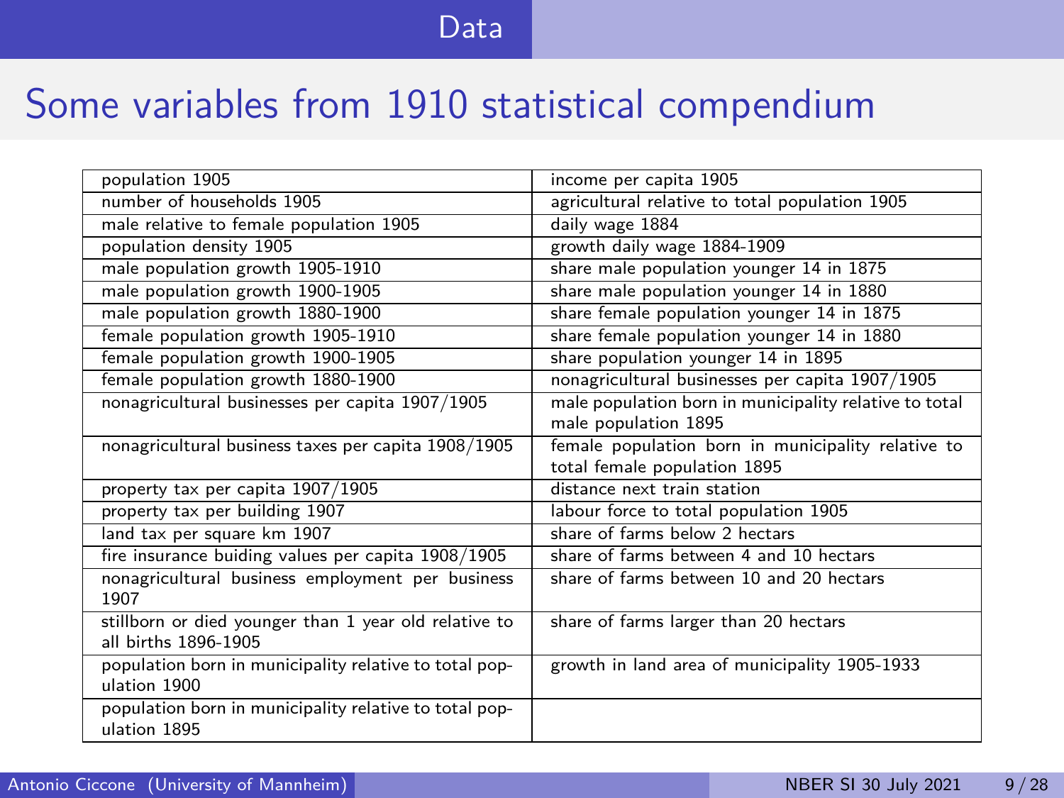# Some variables from 1910 statistical compendium

| | |
|---|---|
| population 1905 | income per capita 1905 |
| number of households 1905 | agricultural relative to total population 1905 |
| male relative to female population 1905 | daily wage 1884 |
| population density 1905 | growth daily wage 1884-1909 |
| male population growth 1905-1910 | share male population younger 14 in 1875 |
| male population growth 1900-1905 | share male population younger 14 in 1880 |
| male population growth 1880-1900 | share female population younger 14 in 1875 |
| female population growth 1905-1910 | share female population younger 14 in 1880 |
| female population growth 1900-1905 | share population younger 14 in 1895 |
| female population growth 1880-1900 | nonagricultural businesses per capita 1907/1905 |
| nonagricultural businesses per capita 1907/1905 | male population born in municipality relative to total male population 1895 |
| nonagricultural business taxes per capita 1908/1905 | female population born in municipality relative to total female population 1895 |
| property tax per capita 1907/1905 | distance next train station |
| property tax per building 1907 | labour force to total population 1905 |
| land tax per square km 1907 | share of farms below 2 hectars |
| fire insurance buiding values per capita 1908/1905 | share of farms between 4 and 10 hectars |
| nonagricultural business employment per business 1907 | share of farms between 10 and 20 hectars |
| stillborn or died younger than 1 year old relative to all births 1896-1905 | share of farms larger than 20 hectars |
| population born in municipality relative to total population 1900 | growth in land area of municipality 1905-1933 |
| population born in municipality relative to total population 1895 | |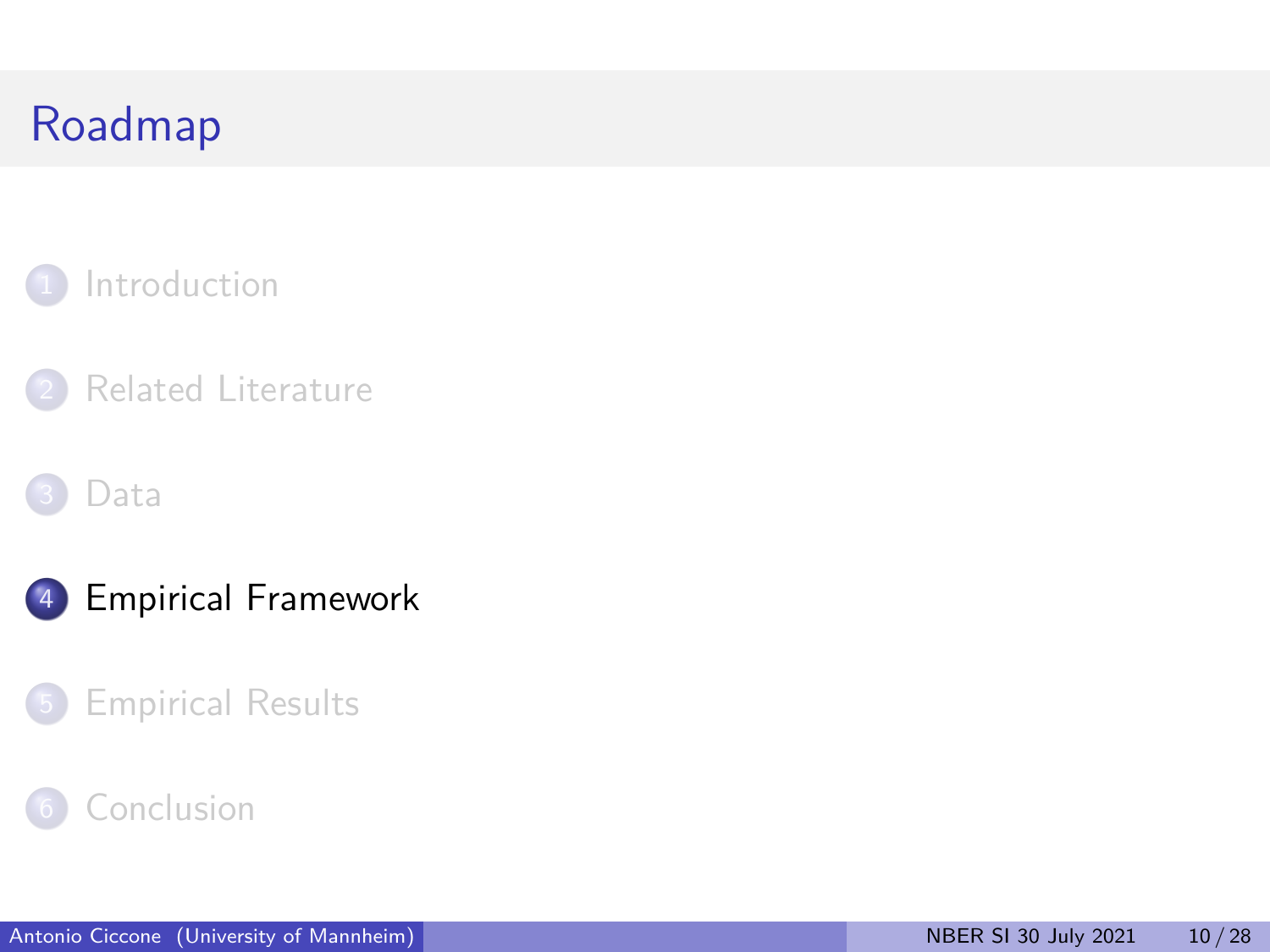# Roadmap

1. Introduction
2. Related Literature
3. Data
4. **Empirical Framework**
5. Empirical Results
6. Conclusion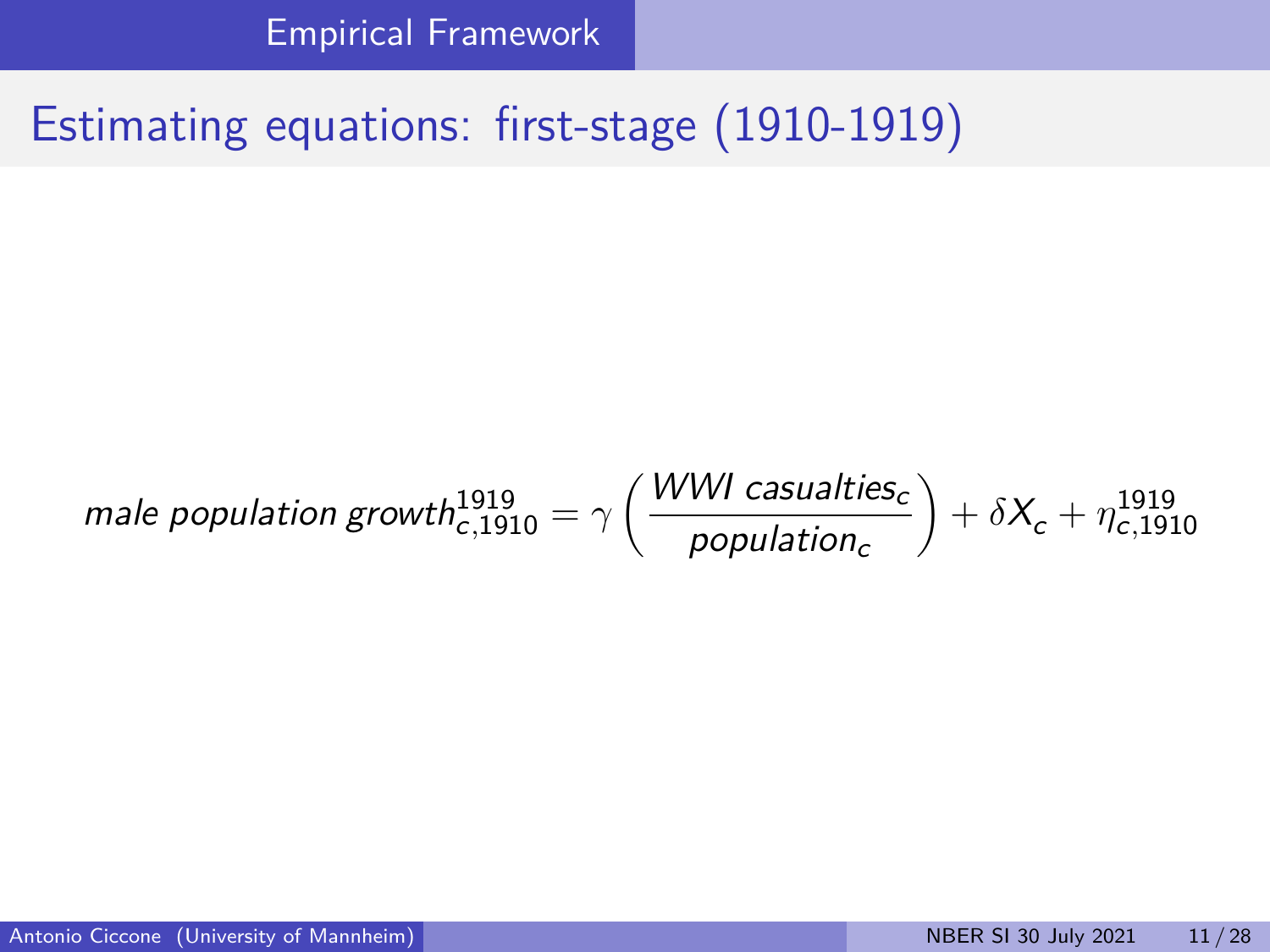## Estimating equations: first-stage (1910-1919)

$$male\ population\ growth_{c,1910}^{1919} = \gamma \left( \frac{WWI\ casualties_c}{population_c} \right) + \delta X_c + \eta_{c,1910}^{1919}$$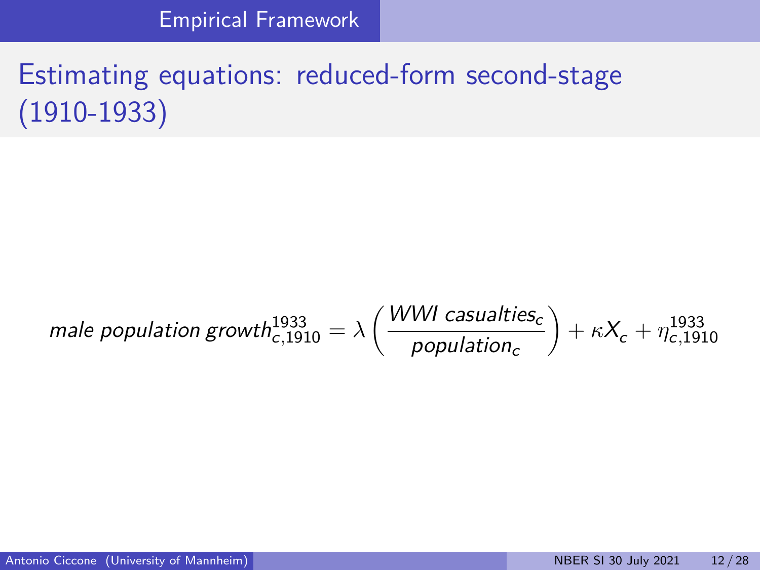## Estimating equations: reduced-form second-stage (1910-1933)

$$\textit{male population growth}_{c,1910}^{1933} = \lambda \left( \frac{\textit{WWI casualties}_c}{\textit{population}_c} \right) + \kappa X_c + \eta_{c,1910}^{1933}$$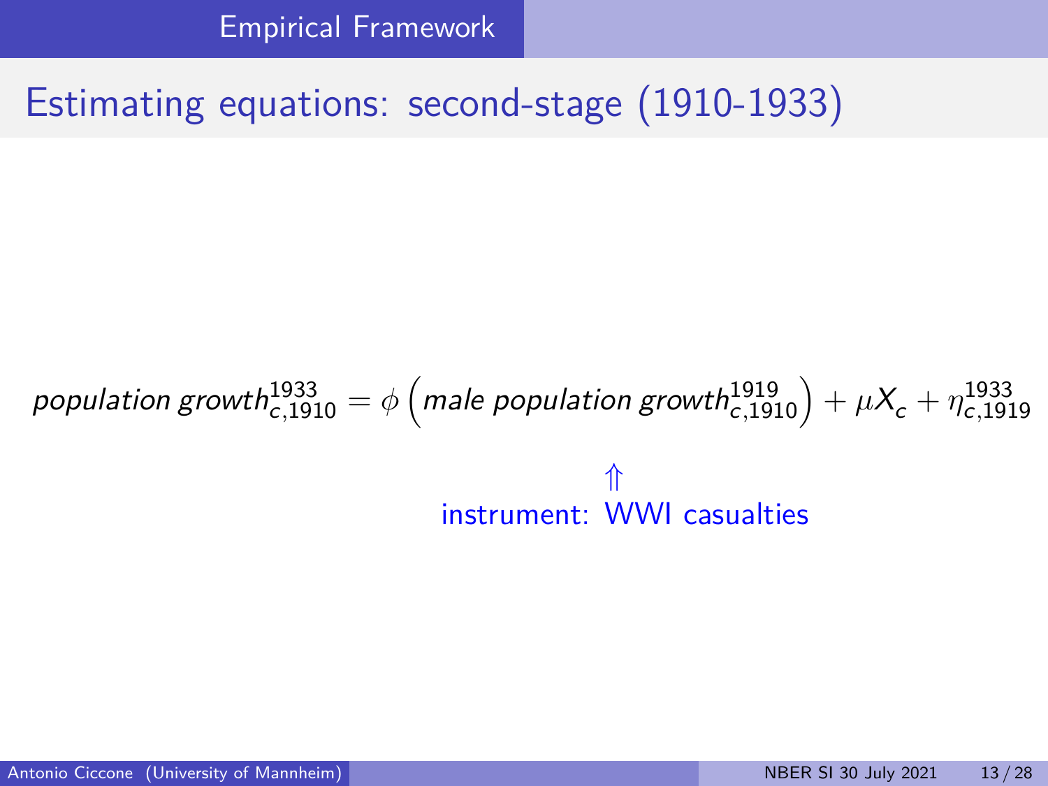# Estimating equations: second-stage (1910-1933)

$$\textit{population growth}_{c,1910}^{1933} = \phi \left( \textit{male population growth}_{c,1910}^{1919} \right) + \mu X_c + \eta_{c,1919}^{1933}$$

⇑
instrument: WWI casualties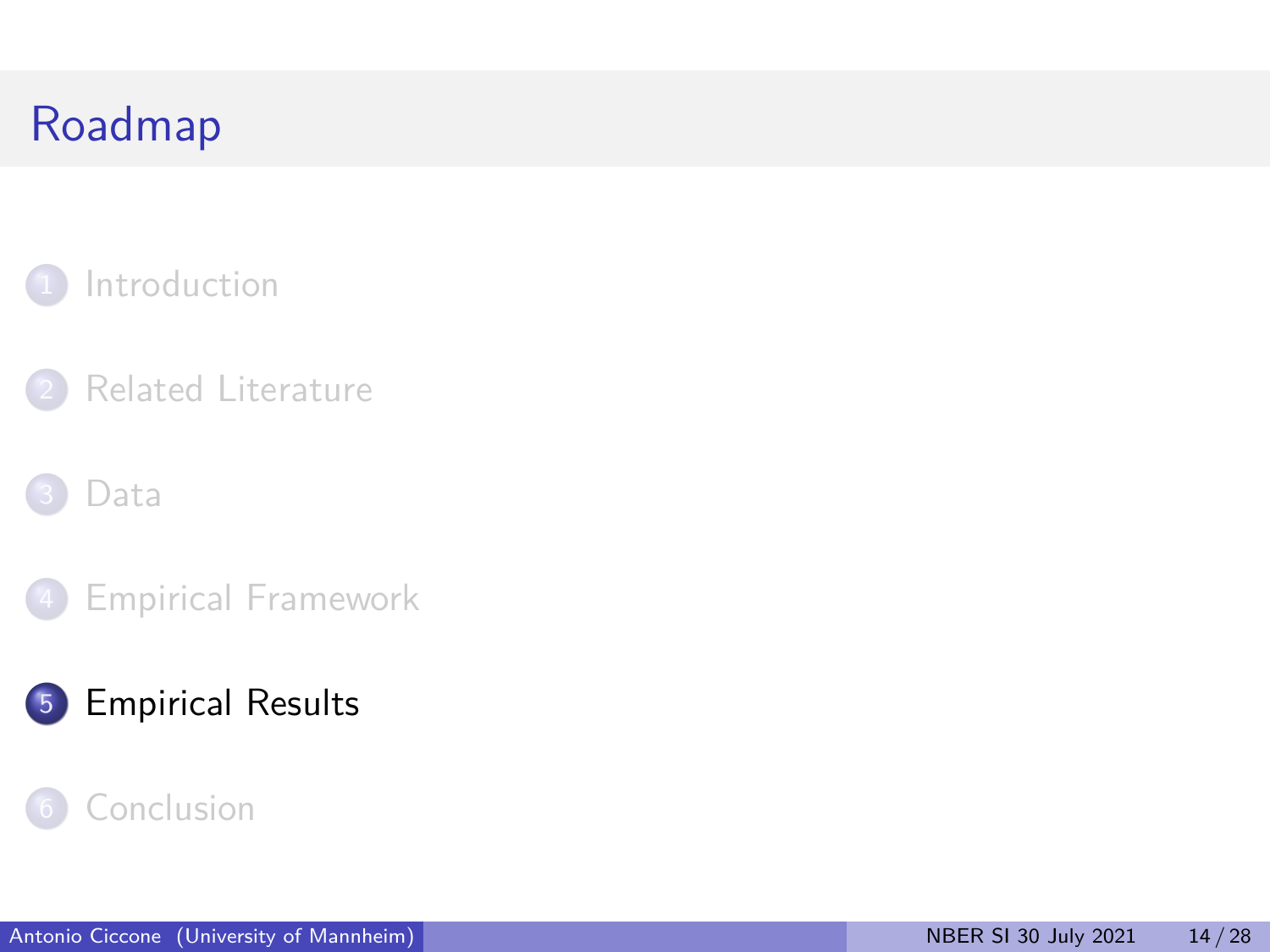# Roadmap

1. Introduction
2. Related Literature
3. Data
4. Empirical Framework
5. **Empirical Results**
6. Conclusion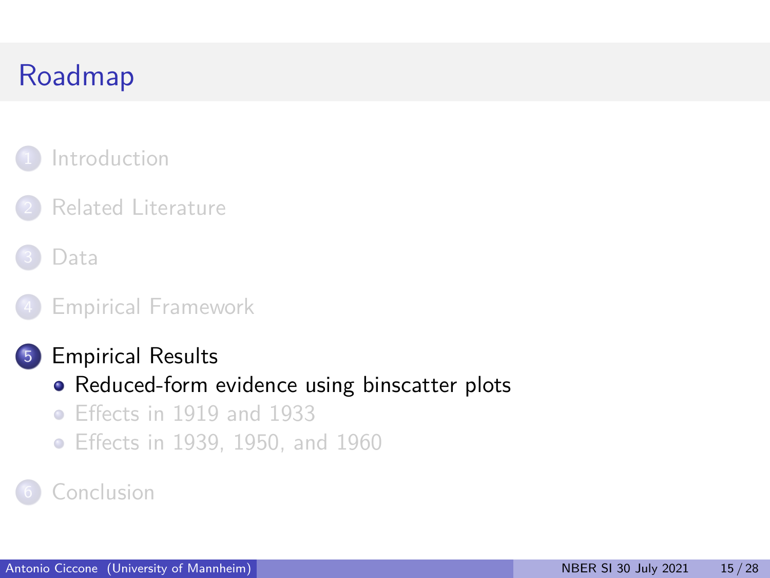# Roadmap

1. Introduction
2. Related Literature
3. Data
4. Empirical Framework
5. Empirical Results
   - Reduced-form evidence using binscatter plots
   - Effects in 1919 and 1933
   - Effects in 1939, 1950, and 1960
6. Conclusion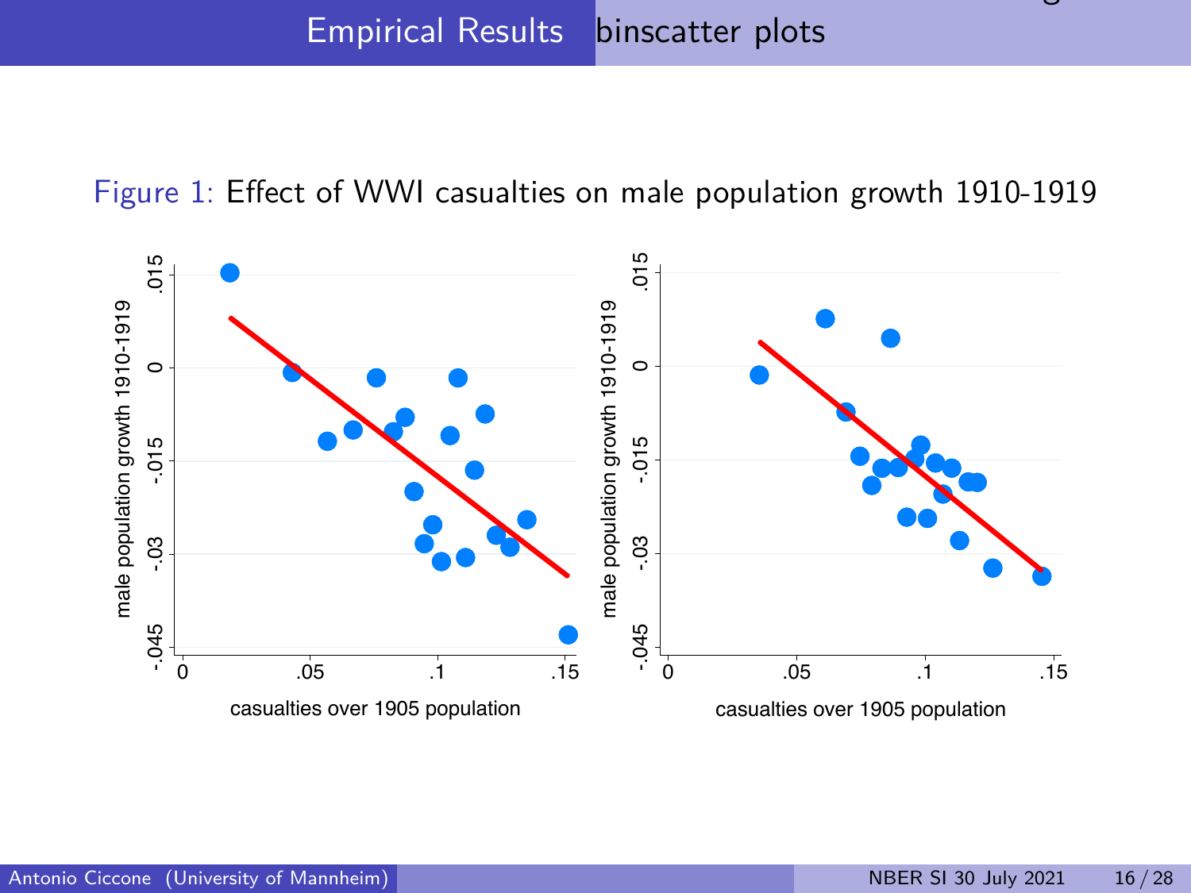Figure 1: Effect of WWI casualties on male population growth 1910-1919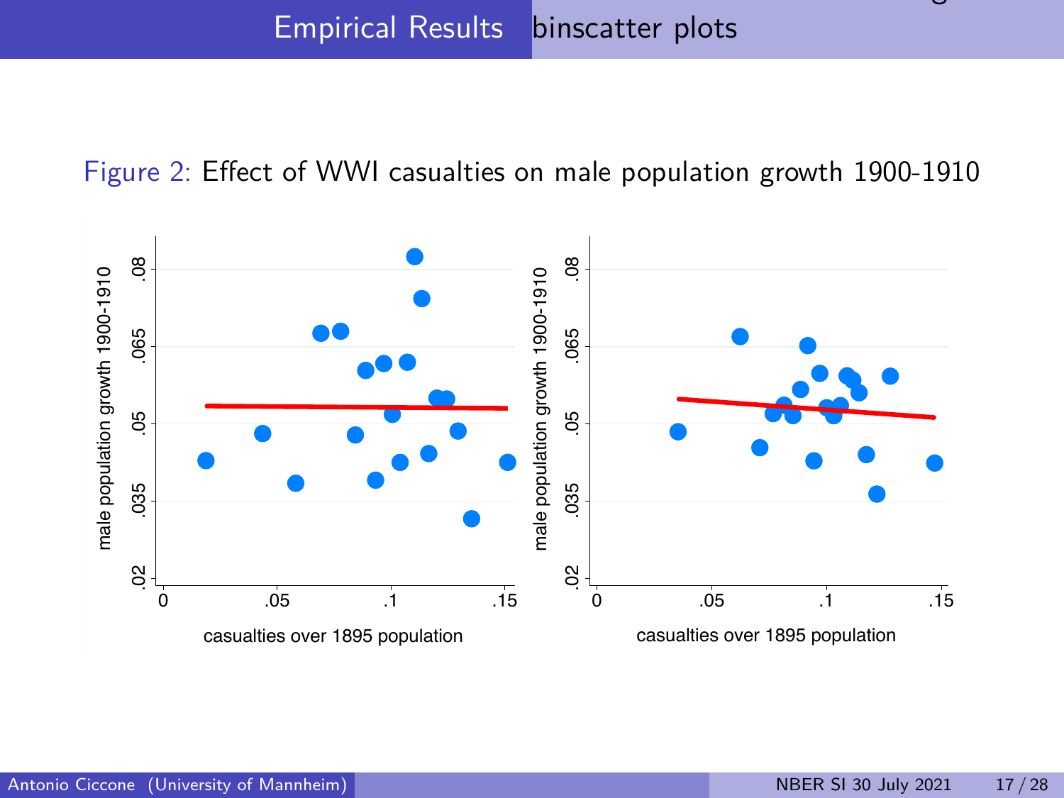Figure 2: Effect of WWI casualties on male population growth 1900-1910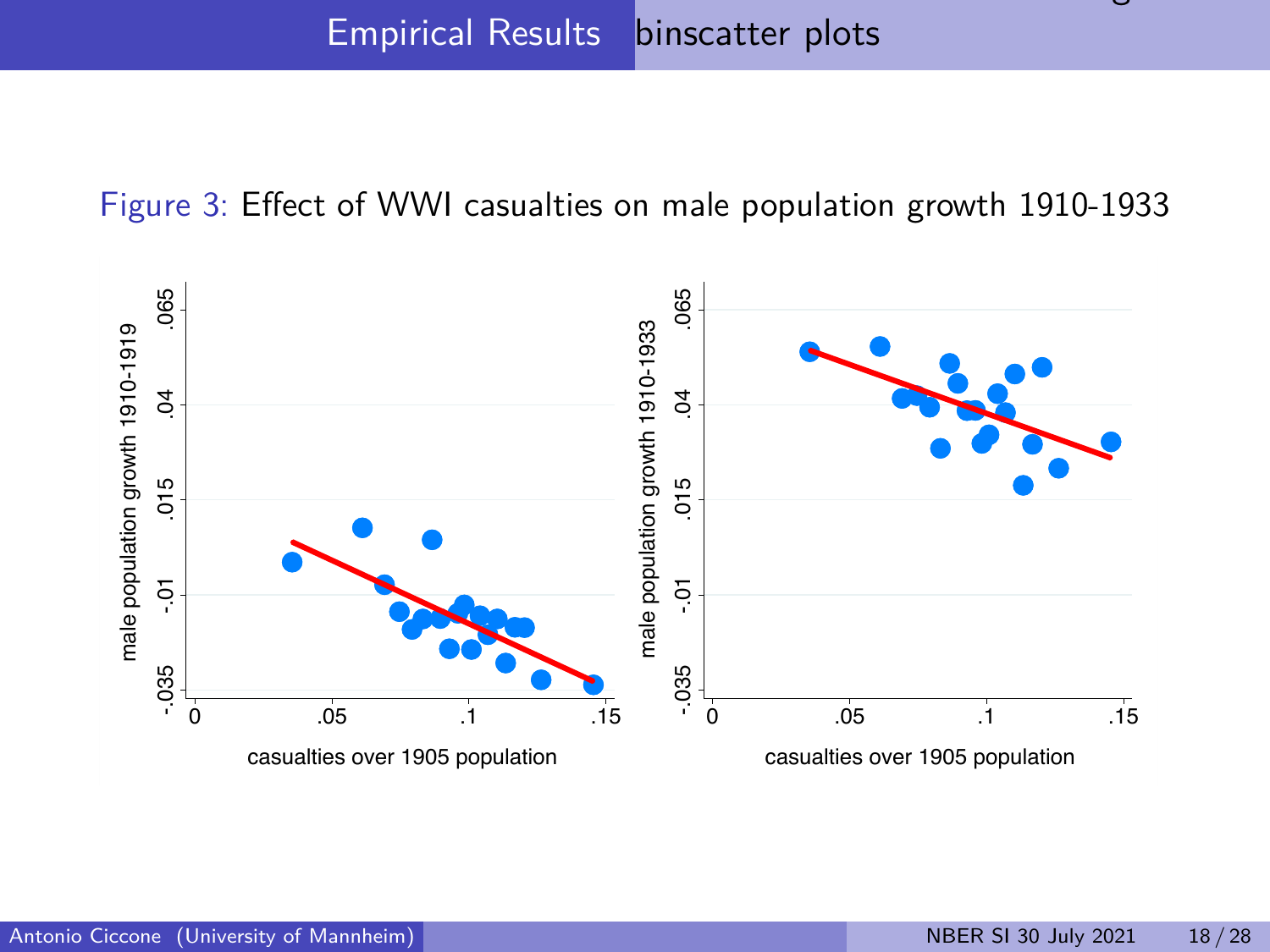## Empirical Results binscatter plots

Figure 3: Effect of WWI casualties on male population growth 1910-1933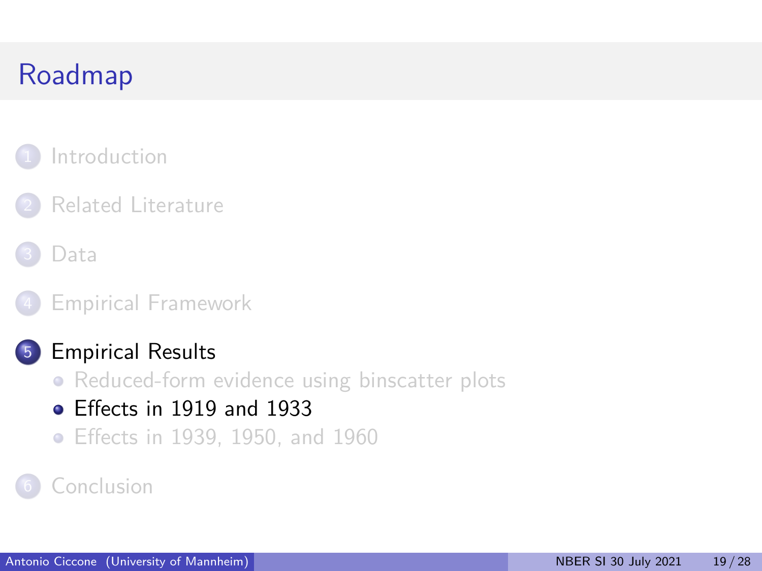# Roadmap

1. Introduction
2. Related Literature
3. Data
4. Empirical Framework
5. **Empirical Results**
   - Reduced-form evidence using binscatter plots
   - **Effects in 1919 and 1933**
   - Effects in 1939, 1950, and 1960
6. Conclusion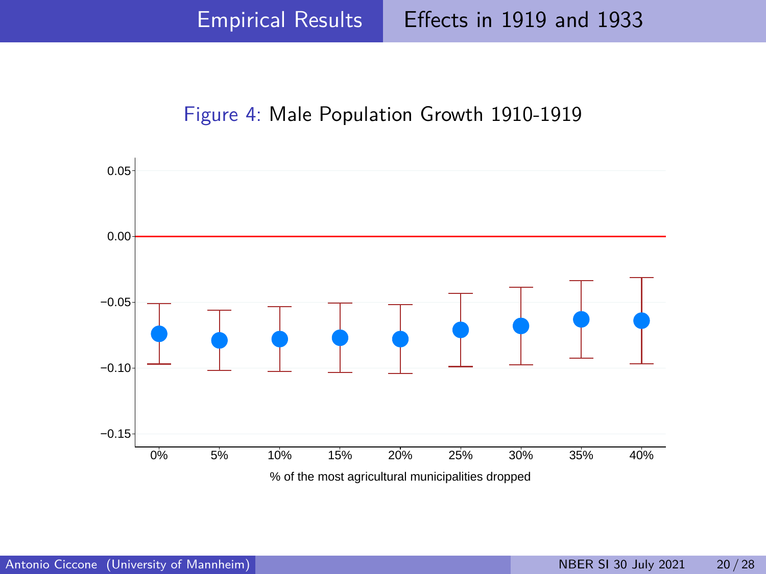## Empirical Results — Effects in 1919 and 1933

Figure 4: Male Population Growth 1910-1919

% of the most agricultural municipalities dropped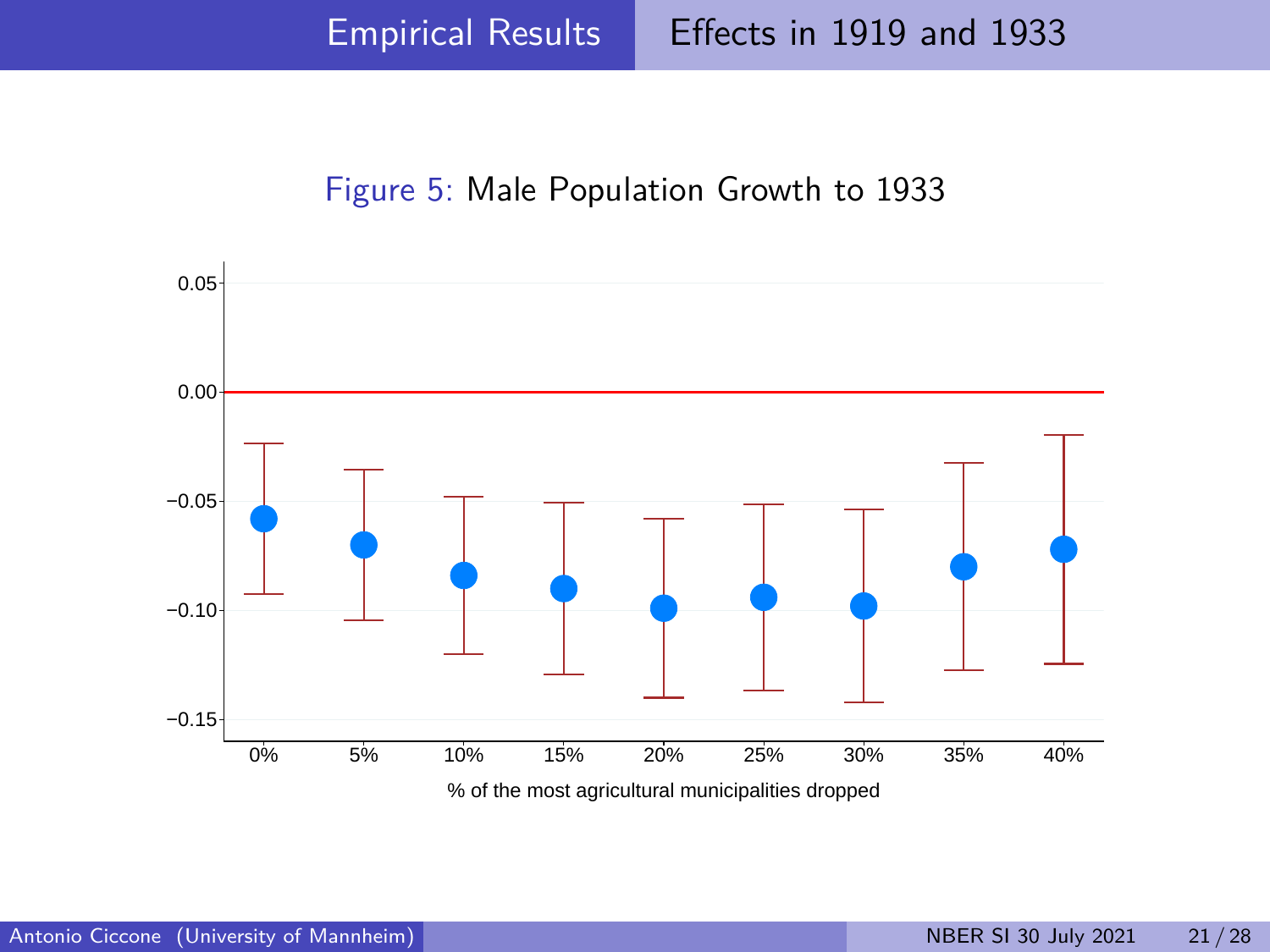## Empirical Results — Effects in 1919 and 1933

Figure 5: Male Population Growth to 1933

0.05

0.00

−0.05

−0.10

−0.15

0% 5% 10% 15% 20% 25% 30% 35% 40%

% of the most agricultural municipalities dropped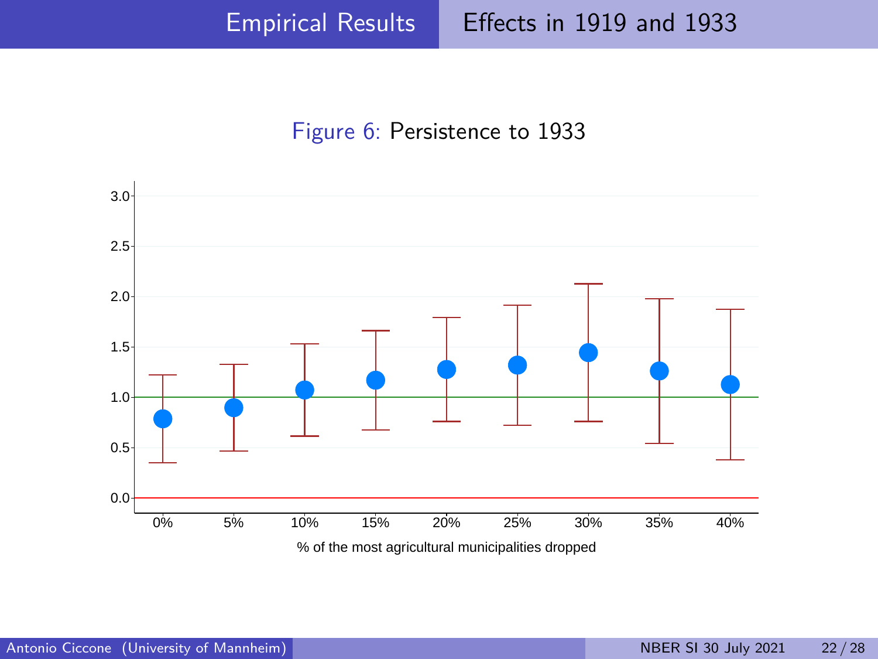Figure 6: Persistence to 1933

% of the most agricultural municipalities dropped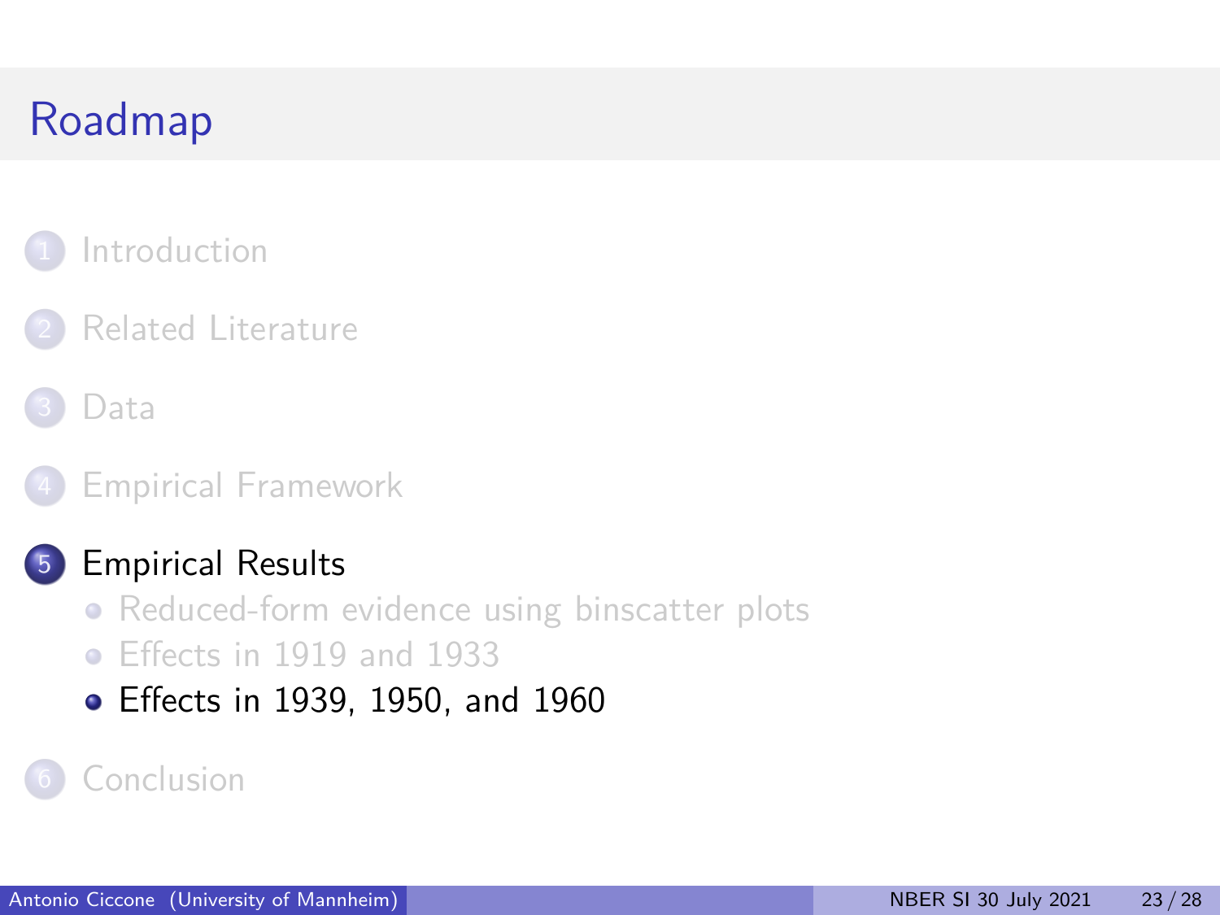# Roadmap

1. Introduction
2. Related Literature
3. Data
4. Empirical Framework
5. Empirical Results
   - Reduced-form evidence using binscatter plots
   - Effects in 1919 and 1933
   - Effects in 1939, 1950, and 1960
6. Conclusion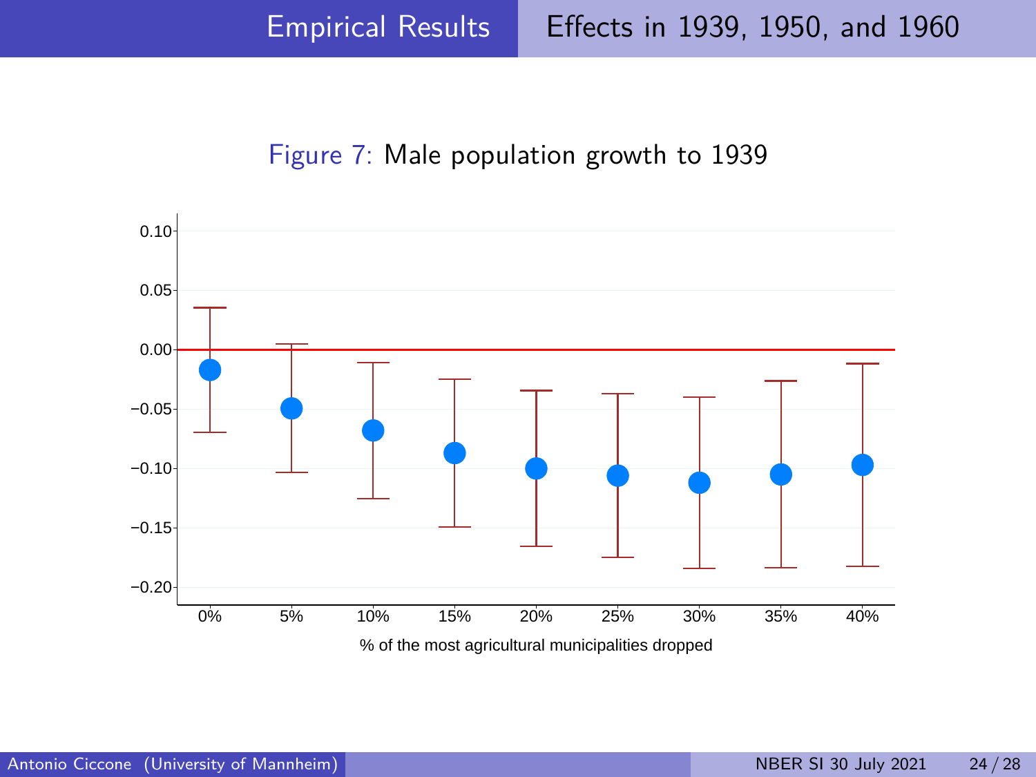# Empirical Results — Effects in 1939, 1950, and 1960

Figure 7: Male population growth to 1939

% of the most agricultural municipalities dropped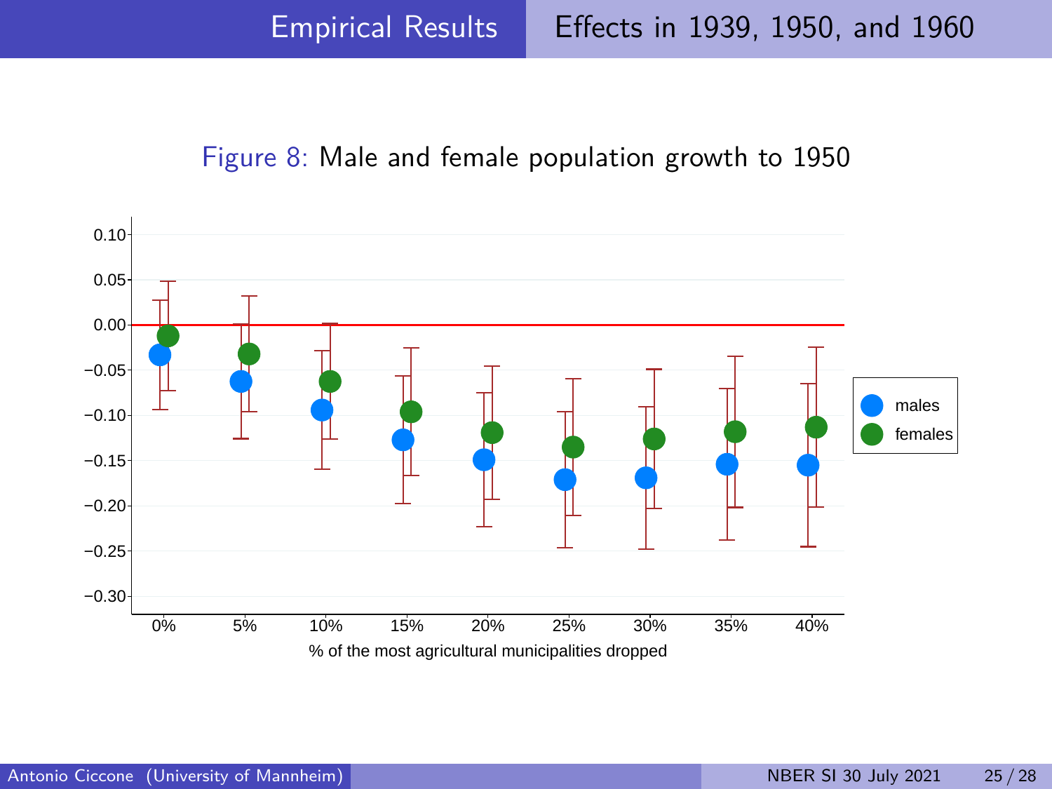# Empirical Results — Effects in 1939, 1950, and 1960

Figure 8: Male and female population growth to 1950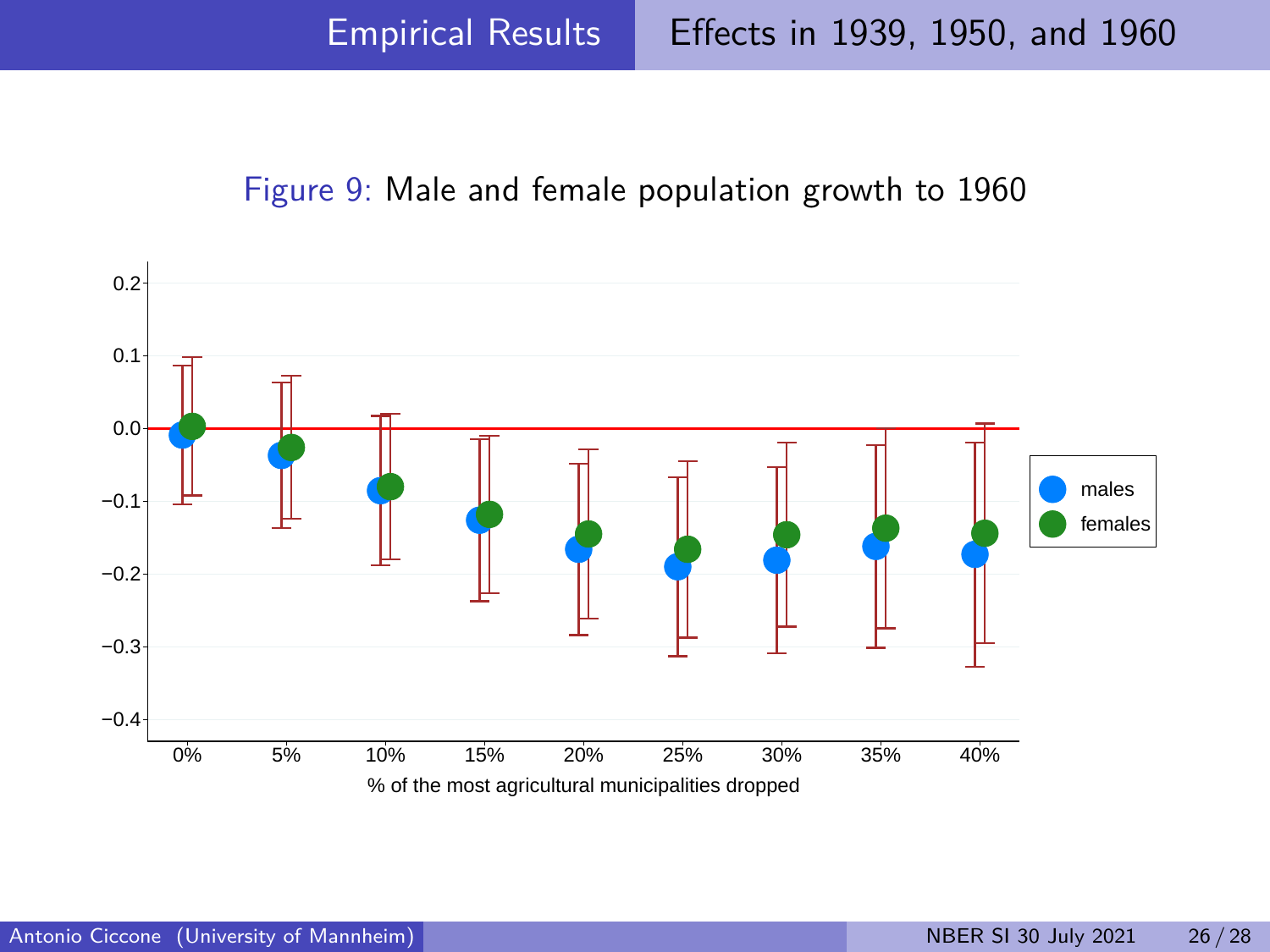# Effects in 1939, 1950, and 1960

Figure 9: Male and female population growth to 1960

% of the most agricultural municipalities dropped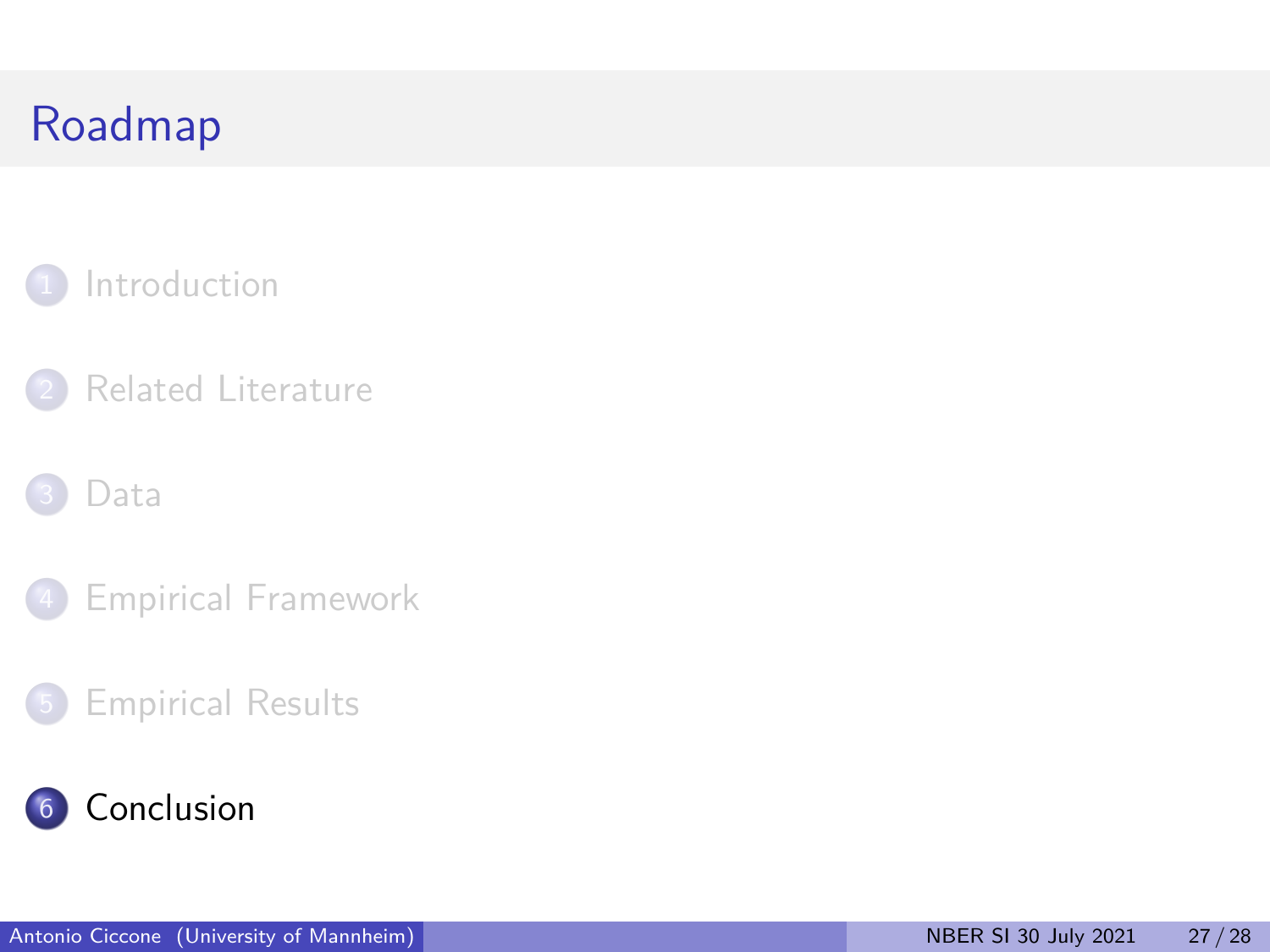# Roadmap

1. Introduction
2. Related Literature
3. Data
4. Empirical Framework
5. Empirical Results
6. Conclusion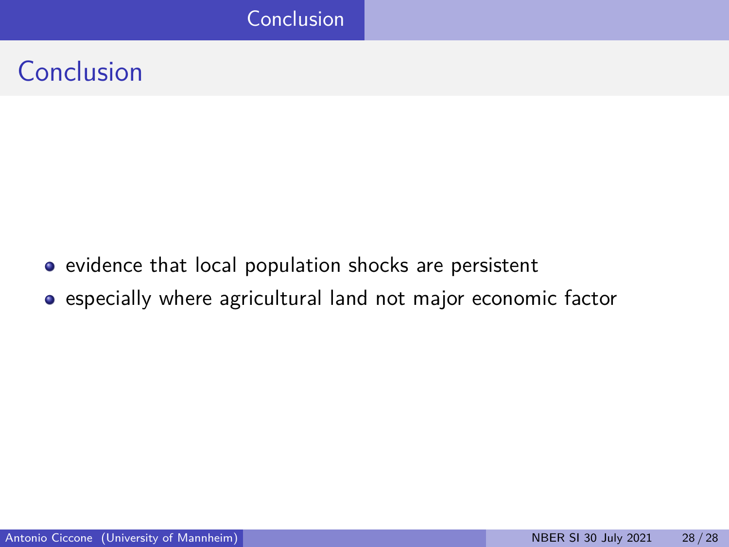# Conclusion

- evidence that local population shocks are persistent
- especially where agricultural land not major economic factor